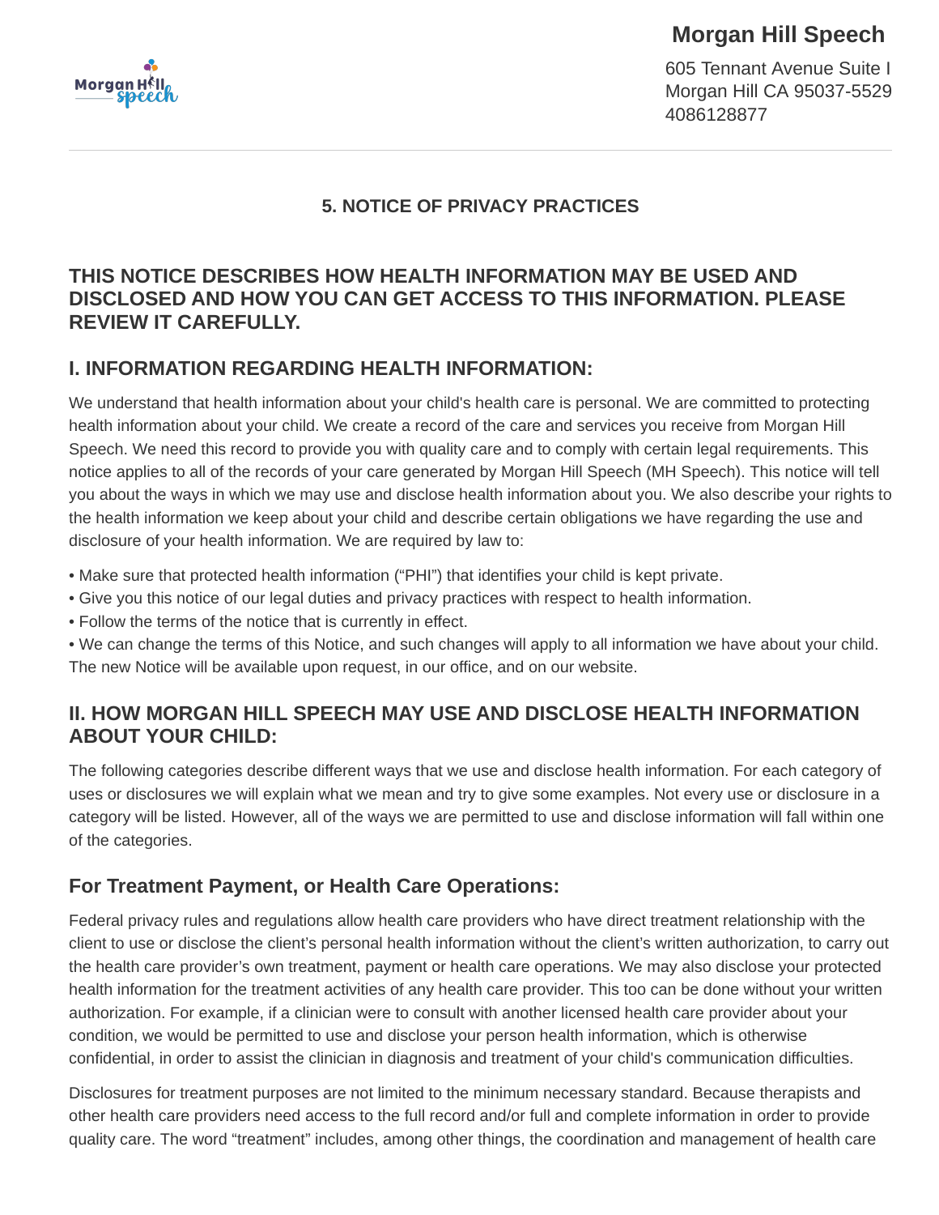# Morgan Hill Speech

605 Tennant Avenue Suite I
Morgan Hill CA 95037-5529
4086128877

---

### 5. NOTICE OF PRIVACY PRACTICES

## THIS NOTICE DESCRIBES HOW HEALTH INFORMATION MAY BE USED AND DISCLOSED AND HOW YOU CAN GET ACCESS TO THIS INFORMATION. PLEASE REVIEW IT CAREFULLY.

## I. INFORMATION REGARDING HEALTH INFORMATION:

We understand that health information about your child's health care is personal. We are committed to protecting health information about your child. We create a record of the care and services you receive from Morgan Hill Speech. We need this record to provide you with quality care and to comply with certain legal requirements. This notice applies to all of the records of your care generated by Morgan Hill Speech (MH Speech). This notice will tell you about the ways in which we may use and disclose health information about you. We also describe your rights to the health information we keep about your child and describe certain obligations we have regarding the use and disclosure of your health information. We are required by law to:

• Make sure that protected health information ("PHI") that identifies your child is kept private.
• Give you this notice of our legal duties and privacy practices with respect to health information.
• Follow the terms of the notice that is currently in effect.
• We can change the terms of this Notice, and such changes will apply to all information we have about your child. The new Notice will be available upon request, in our office, and on our website.

## II. HOW MORGAN HILL SPEECH MAY USE AND DISCLOSE HEALTH INFORMATION ABOUT YOUR CHILD:

The following categories describe different ways that we use and disclose health information. For each category of uses or disclosures we will explain what we mean and try to give some examples. Not every use or disclosure in a category will be listed. However, all of the ways we are permitted to use and disclose information will fall within one of the categories.

### For Treatment Payment, or Health Care Operations:

Federal privacy rules and regulations allow health care providers who have direct treatment relationship with the client to use or disclose the client's personal health information without the client's written authorization, to carry out the health care provider's own treatment, payment or health care operations. We may also disclose your protected health information for the treatment activities of any health care provider. This too can be done without your written authorization. For example, if a clinician were to consult with another licensed health care provider about your condition, we would be permitted to use and disclose your person health information, which is otherwise confidential, in order to assist the clinician in diagnosis and treatment of your child's communication difficulties.

Disclosures for treatment purposes are not limited to the minimum necessary standard. Because therapists and other health care providers need access to the full record and/or full and complete information in order to provide quality care. The word "treatment" includes, among other things, the coordination and management of health care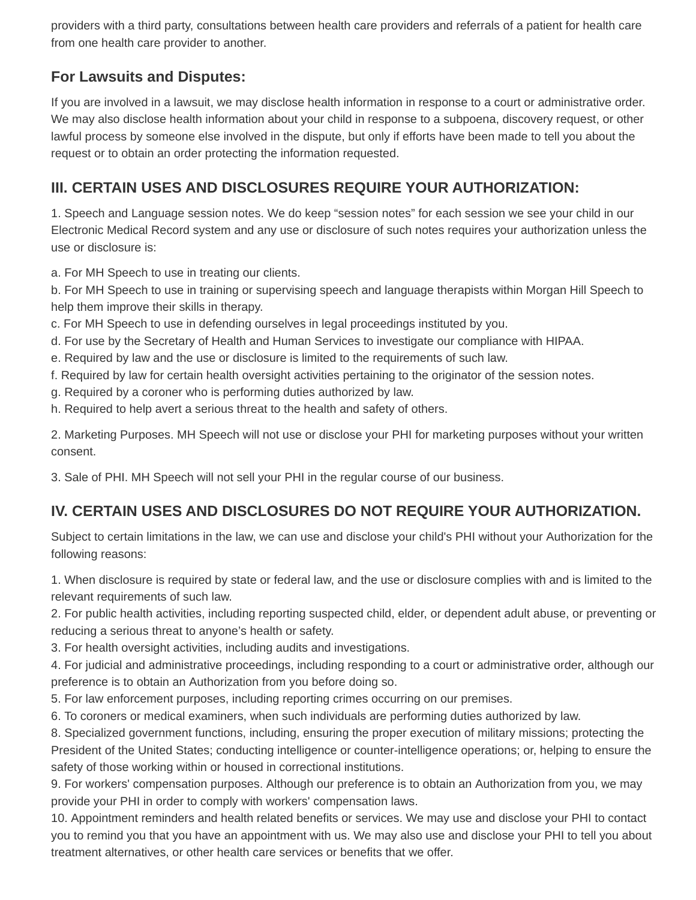providers with a third party, consultations between health care providers and referrals of a patient for health care from one health care provider to another.

### For Lawsuits and Disputes:

If you are involved in a lawsuit, we may disclose health information in response to a court or administrative order. We may also disclose health information about your child in response to a subpoena, discovery request, or other lawful process by someone else involved in the dispute, but only if efforts have been made to tell you about the request or to obtain an order protecting the information requested.

## III. CERTAIN USES AND DISCLOSURES REQUIRE YOUR AUTHORIZATION:

1. Speech and Language session notes. We do keep “session notes” for each session we see your child in our Electronic Medical Record system and any use or disclosure of such notes requires your authorization unless the use or disclosure is:

a. For MH Speech to use in treating our clients.
b. For MH Speech to use in training or supervising speech and language therapists within Morgan Hill Speech to help them improve their skills in therapy.
c. For MH Speech to use in defending ourselves in legal proceedings instituted by you.
d. For use by the Secretary of Health and Human Services to investigate our compliance with HIPAA.
e. Required by law and the use or disclosure is limited to the requirements of such law.
f. Required by law for certain health oversight activities pertaining to the originator of the session notes.
g. Required by a coroner who is performing duties authorized by law.
h. Required to help avert a serious threat to the health and safety of others.

2. Marketing Purposes. MH Speech will not use or disclose your PHI for marketing purposes without your written consent.

3. Sale of PHI. MH Speech will not sell your PHI in the regular course of our business.

## IV. CERTAIN USES AND DISCLOSURES DO NOT REQUIRE YOUR AUTHORIZATION.

Subject to certain limitations in the law, we can use and disclose your child's PHI without your Authorization for the following reasons:

1. When disclosure is required by state or federal law, and the use or disclosure complies with and is limited to the relevant requirements of such law.
2. For public health activities, including reporting suspected child, elder, or dependent adult abuse, or preventing or reducing a serious threat to anyone’s health or safety.
3. For health oversight activities, including audits and investigations.
4. For judicial and administrative proceedings, including responding to a court or administrative order, although our preference is to obtain an Authorization from you before doing so.
5. For law enforcement purposes, including reporting crimes occurring on our premises.
6. To coroners or medical examiners, when such individuals are performing duties authorized by law.
8. Specialized government functions, including, ensuring the proper execution of military missions; protecting the President of the United States; conducting intelligence or counter-intelligence operations; or, helping to ensure the safety of those working within or housed in correctional institutions.
9. For workers' compensation purposes. Although our preference is to obtain an Authorization from you, we may provide your PHI in order to comply with workers' compensation laws.
10. Appointment reminders and health related benefits or services. We may use and disclose your PHI to contact you to remind you that you have an appointment with us. We may also use and disclose your PHI to tell you about treatment alternatives, or other health care services or benefits that we offer.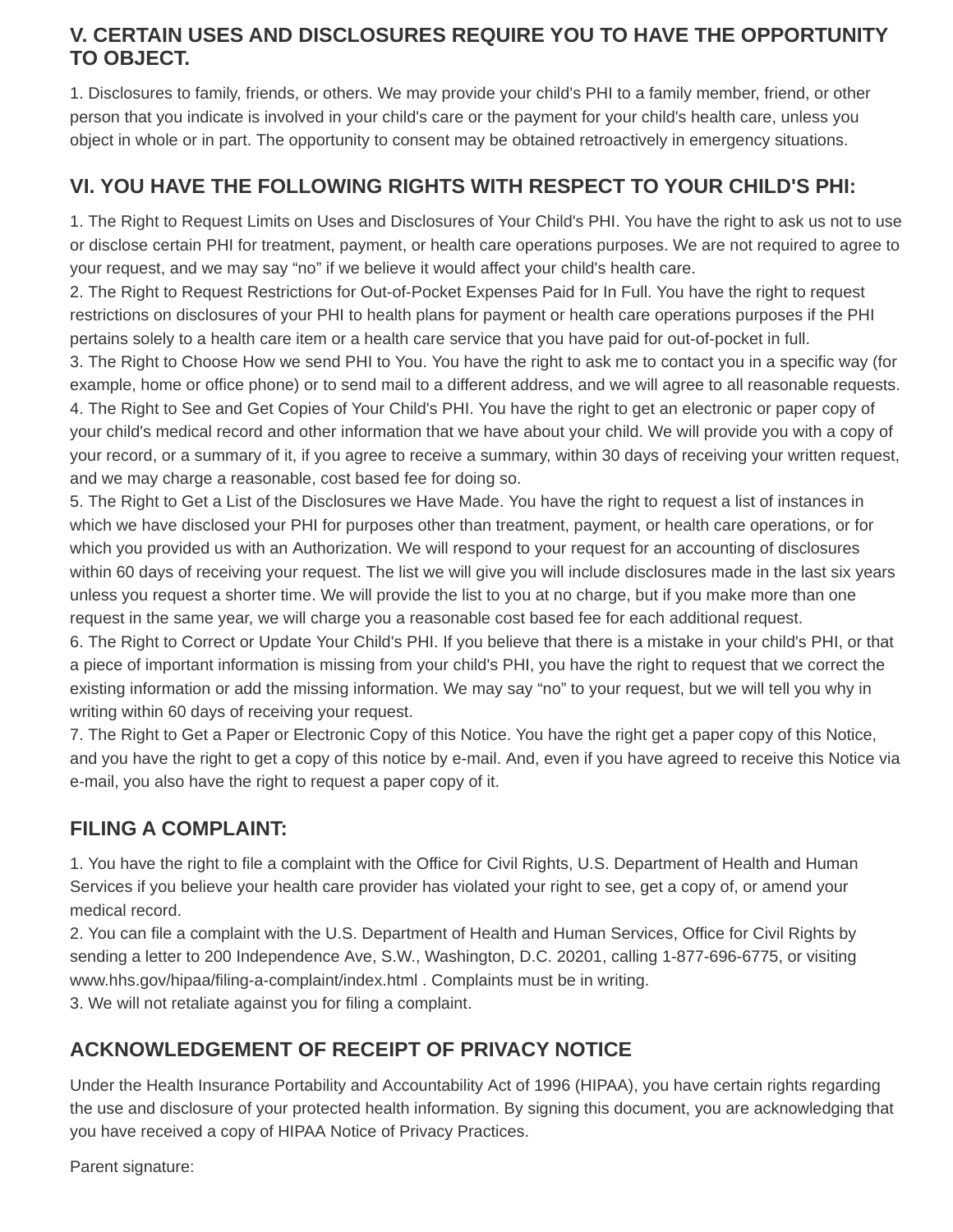## V. CERTAIN USES AND DISCLOSURES REQUIRE YOU TO HAVE THE OPPORTUNITY TO OBJECT.

1. Disclosures to family, friends, or others. We may provide your child's PHI to a family member, friend, or other person that you indicate is involved in your child's care or the payment for your child's health care, unless you object in whole or in part. The opportunity to consent may be obtained retroactively in emergency situations.

## VI. YOU HAVE THE FOLLOWING RIGHTS WITH RESPECT TO YOUR CHILD'S PHI:

1. The Right to Request Limits on Uses and Disclosures of Your Child's PHI. You have the right to ask us not to use or disclose certain PHI for treatment, payment, or health care operations purposes. We are not required to agree to your request, and we may say "no" if we believe it would affect your child's health care.
2. The Right to Request Restrictions for Out-of-Pocket Expenses Paid for In Full. You have the right to request restrictions on disclosures of your PHI to health plans for payment or health care operations purposes if the PHI pertains solely to a health care item or a health care service that you have paid for out-of-pocket in full.
3. The Right to Choose How we send PHI to You. You have the right to ask me to contact you in a specific way (for example, home or office phone) or to send mail to a different address, and we will agree to all reasonable requests.
4. The Right to See and Get Copies of Your Child's PHI. You have the right to get an electronic or paper copy of your child's medical record and other information that we have about your child. We will provide you with a copy of your record, or a summary of it, if you agree to receive a summary, within 30 days of receiving your written request, and we may charge a reasonable, cost based fee for doing so.
5. The Right to Get a List of the Disclosures we Have Made. You have the right to request a list of instances in which we have disclosed your PHI for purposes other than treatment, payment, or health care operations, or for which you provided us with an Authorization. We will respond to your request for an accounting of disclosures within 60 days of receiving your request. The list we will give you will include disclosures made in the last six years unless you request a shorter time. We will provide the list to you at no charge, but if you make more than one request in the same year, we will charge you a reasonable cost based fee for each additional request.
6. The Right to Correct or Update Your Child's PHI. If you believe that there is a mistake in your child's PHI, or that a piece of important information is missing from your child's PHI, you have the right to request that we correct the existing information or add the missing information. We may say "no" to your request, but we will tell you why in writing within 60 days of receiving your request.
7. The Right to Get a Paper or Electronic Copy of this Notice. You have the right get a paper copy of this Notice, and you have the right to get a copy of this notice by e-mail. And, even if you have agreed to receive this Notice via e-mail, you also have the right to request a paper copy of it.

## FILING A COMPLAINT:

1. You have the right to file a complaint with the Office for Civil Rights, U.S. Department of Health and Human Services if you believe your health care provider has violated your right to see, get a copy of, or amend your medical record.
2. You can file a complaint with the U.S. Department of Health and Human Services, Office for Civil Rights by sending a letter to 200 Independence Ave, S.W., Washington, D.C. 20201, calling 1-877-696-6775, or visiting www.hhs.gov/hipaa/filing-a-complaint/index.html . Complaints must be in writing.
3. We will not retaliate against you for filing a complaint.

## ACKNOWLEDGEMENT OF RECEIPT OF PRIVACY NOTICE

Under the Health Insurance Portability and Accountability Act of 1996 (HIPAA), you have certain rights regarding the use and disclosure of your protected health information. By signing this document, you are acknowledging that you have received a copy of HIPAA Notice of Privacy Practices.

Parent signature: